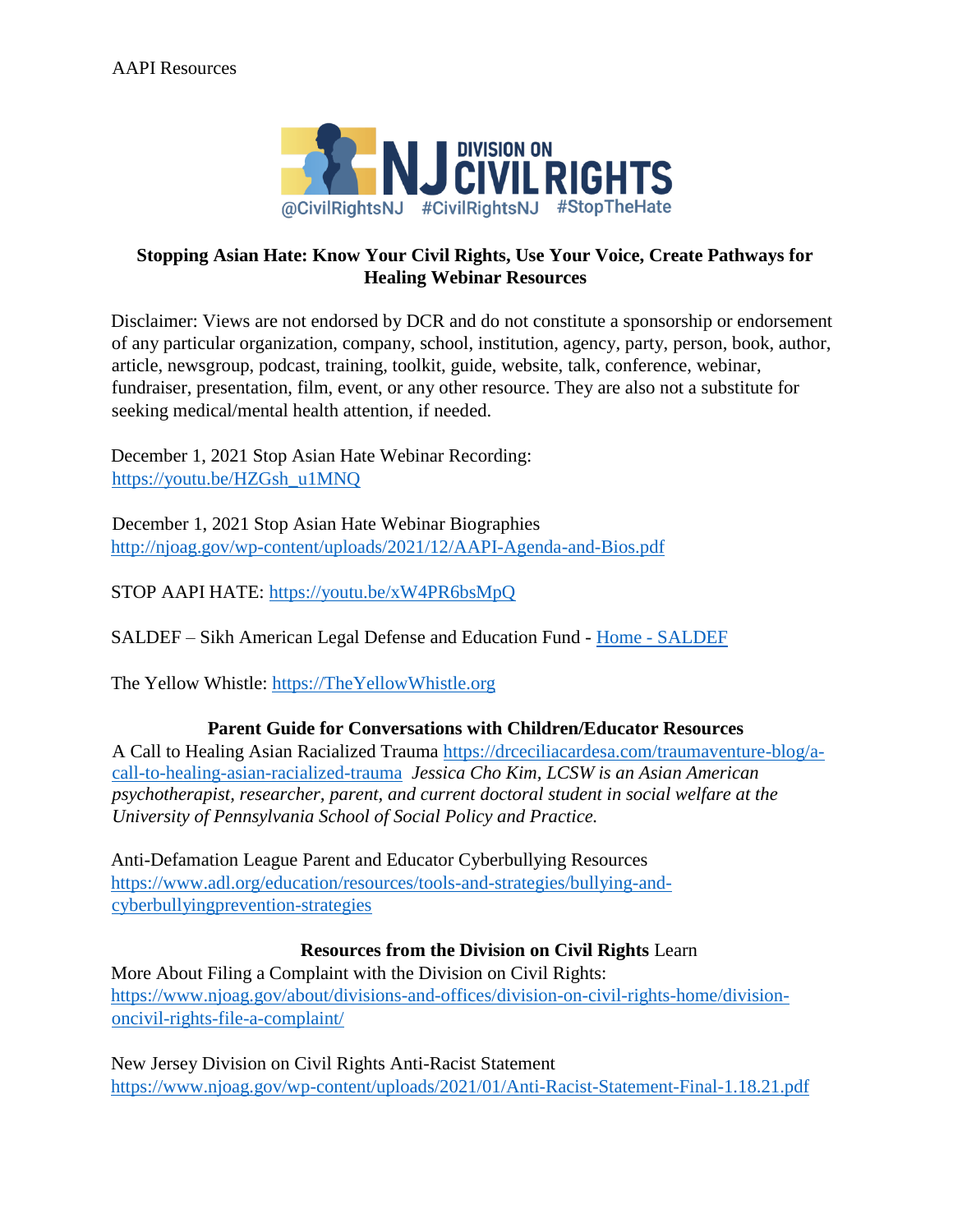AAPI Resources

NJ DIVISION ON CIVIL RIGHTS
@CivilRightsNJ #CivilRightsNJ #StopTheHate

**Stopping Asian Hate: Know Your Civil Rights, Use Your Voice, Create Pathways for Healing Webinar Resources**

Disclaimer: Views are not endorsed by DCR and do not constitute a sponsorship or endorsement of any particular organization, company, school, institution, agency, party, person, book, author, article, newsgroup, podcast, training, toolkit, guide, website, talk, conference, webinar, fundraiser, presentation, film, event, or any other resource. They are also not a substitute for seeking medical/mental health attention, if needed.

December 1, 2021 Stop Asian Hate Webinar Recording:
https://youtu.be/HZGsh_u1MNQ

December 1, 2021 Stop Asian Hate Webinar Biographies
http://njoag.gov/wp-content/uploads/2021/12/AAPI-Agenda-and-Bios.pdf

STOP AAPI HATE: https://youtu.be/xW4PR6bsMpQ

SALDEF – Sikh American Legal Defense and Education Fund - Home - SALDEF

The Yellow Whistle: https://TheYellowWhistle.org

**Parent Guide for Conversations with Children/Educator Resources**

A Call to Healing Asian Racialized Trauma https://drceciliacardesa.com/traumaventure-blog/a-call-to-healing-asian-racialized-trauma *Jessica Cho Kim, LCSW is an Asian American psychotherapist, researcher, parent, and current doctoral student in social welfare at the University of Pennsylvania School of Social Policy and Practice.*

Anti-Defamation League Parent and Educator Cyberbullying Resources
https://www.adl.org/education/resources/tools-and-strategies/bullying-and-cyberbullyingprevention-strategies

**Resources from the Division on Civil Rights** Learn More About Filing a Complaint with the Division on Civil Rights:
https://www.njoag.gov/about/divisions-and-offices/division-on-civil-rights-home/division-oncivil-rights-file-a-complaint/

New Jersey Division on Civil Rights Anti-Racist Statement
https://www.njoag.gov/wp-content/uploads/2021/01/Anti-Racist-Statement-Final-1.18.21.pdf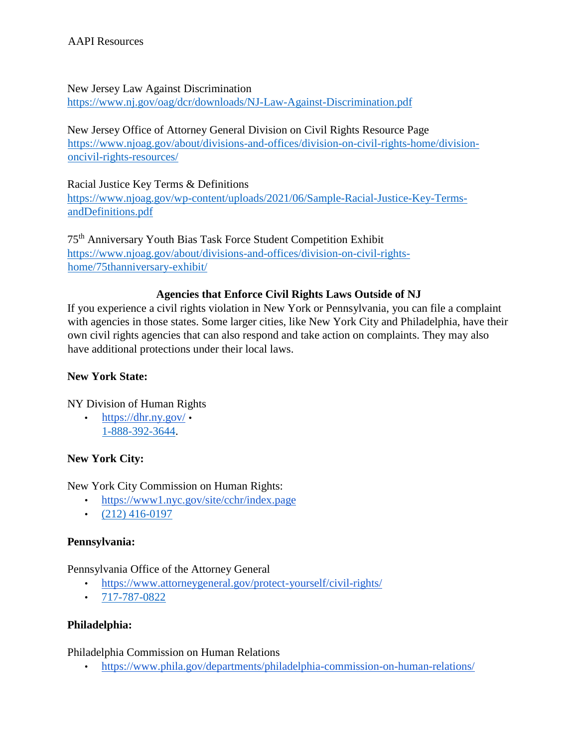AAPI Resources

New Jersey Law Against Discrimination
https://www.nj.gov/oag/dcr/downloads/NJ-Law-Against-Discrimination.pdf

New Jersey Office of Attorney General Division on Civil Rights Resource Page
https://www.njoag.gov/about/divisions-and-offices/division-on-civil-rights-home/division-oncivil-rights-resources/

Racial Justice Key Terms & Definitions
https://www.njoag.gov/wp-content/uploads/2021/06/Sample-Racial-Justice-Key-Terms-andDefinitions.pdf

75th Anniversary Youth Bias Task Force Student Competition Exhibit
https://www.njoag.gov/about/divisions-and-offices/division-on-civil-rights-home/75thanniversary-exhibit/

**Agencies that Enforce Civil Rights Laws Outside of NJ**

If you experience a civil rights violation in New York or Pennsylvania, you can file a complaint with agencies in those states. Some larger cities, like New York City and Philadelphia, have their own civil rights agencies that can also respond and take action on complaints. They may also have additional protections under their local laws.

**New York State:**

NY Division of Human Rights

- https://dhr.ny.gov/
- 1-888-392-3644.

**New York City:**

New York City Commission on Human Rights:

- https://www1.nyc.gov/site/cchr/index.page
- (212) 416-0197

**Pennsylvania:**

Pennsylvania Office of the Attorney General

- https://www.attorneygeneral.gov/protect-yourself/civil-rights/
- 717-787-0822

**Philadelphia:**

Philadelphia Commission on Human Relations

- https://www.phila.gov/departments/philadelphia-commission-on-human-relations/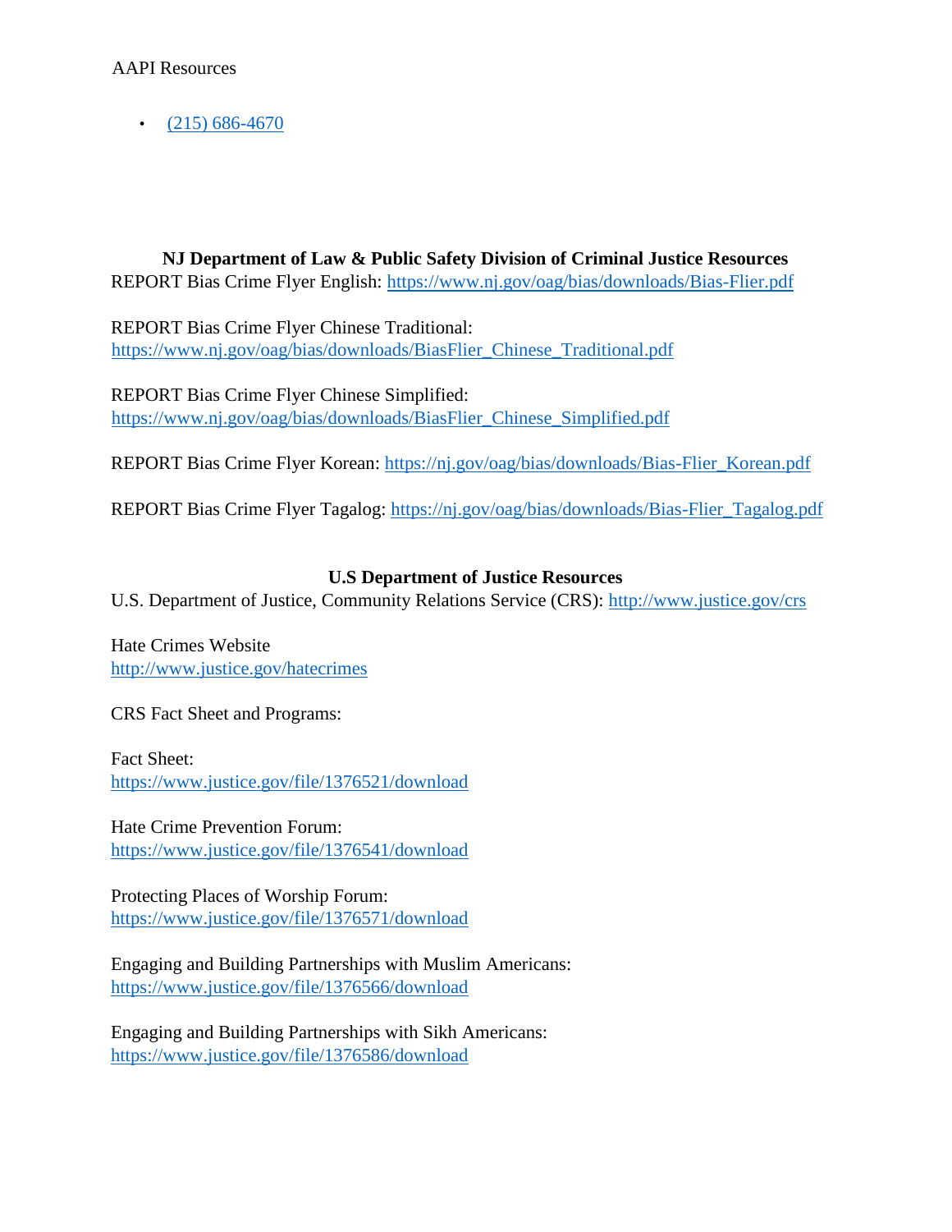- (215) 686-4670

**NJ Department of Law & Public Safety Division of Criminal Justice Resources**

REPORT Bias Crime Flyer English: https://www.nj.gov/oag/bias/downloads/Bias-Flier.pdf

REPORT Bias Crime Flyer Chinese Traditional:
https://www.nj.gov/oag/bias/downloads/BiasFlier_Chinese_Traditional.pdf

REPORT Bias Crime Flyer Chinese Simplified:
https://www.nj.gov/oag/bias/downloads/BiasFlier_Chinese_Simplified.pdf

REPORT Bias Crime Flyer Korean: https://nj.gov/oag/bias/downloads/Bias-Flier_Korean.pdf

REPORT Bias Crime Flyer Tagalog: https://nj.gov/oag/bias/downloads/Bias-Flier_Tagalog.pdf

**U.S Department of Justice Resources**

U.S. Department of Justice, Community Relations Service (CRS): http://www.justice.gov/crs

Hate Crimes Website
http://www.justice.gov/hatecrimes

CRS Fact Sheet and Programs:

Fact Sheet:
https://www.justice.gov/file/1376521/download

Hate Crime Prevention Forum:
https://www.justice.gov/file/1376541/download

Protecting Places of Worship Forum:
https://www.justice.gov/file/1376571/download

Engaging and Building Partnerships with Muslim Americans:
https://www.justice.gov/file/1376566/download

Engaging and Building Partnerships with Sikh Americans:
https://www.justice.gov/file/1376586/download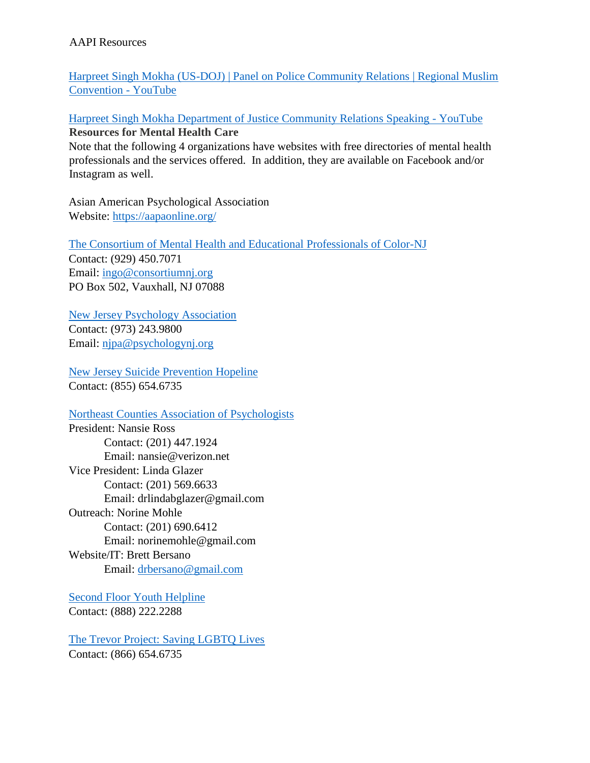AAPI Resources

[Harpreet Singh Mokha (US-DOJ) | Panel on Police Community Relations | Regional Muslim Convention - YouTube]

[Harpreet Singh Mokha Department of Justice Community Relations Speaking - YouTube]

**Resources for Mental Health Care**

Note that the following 4 organizations have websites with free directories of mental health professionals and the services offered. In addition, they are available on Facebook and/or Instagram as well.

Asian American Psychological Association
Website: https://aapaonline.org/

The Consortium of Mental Health and Educational Professionals of Color-NJ
Contact: (929) 450.7071
Email: ingo@consortiumnj.org
PO Box 502, Vauxhall, NJ 07088

New Jersey Psychology Association
Contact: (973) 243.9800
Email: njpa@psychologynj.org

New Jersey Suicide Prevention Hopeline
Contact: (855) 654.6735

Northeast Counties Association of Psychologists
President: Nansie Ross
 Contact: (201) 447.1924
 Email: nansie@verizon.net
Vice President: Linda Glazer
 Contact: (201) 569.6633
 Email: drlindabglazer@gmail.com
Outreach: Norine Mohle
 Contact: (201) 690.6412
 Email: norinemohle@gmail.com
Website/IT: Brett Bersano
 Email: drbersano@gmail.com

Second Floor Youth Helpline
Contact: (888) 222.2288

The Trevor Project: Saving LGBTQ Lives
Contact: (866) 654.6735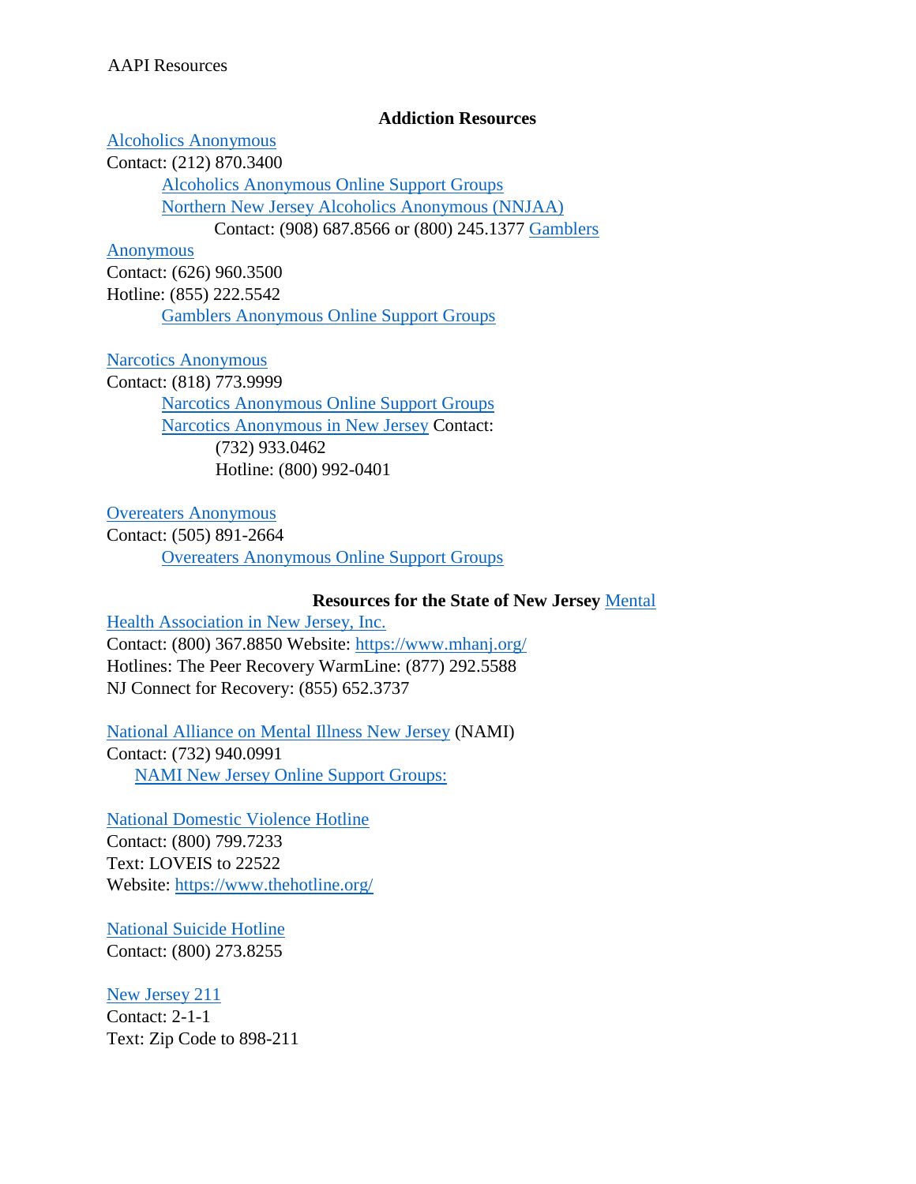AAPI Resources

## Addiction Resources

Alcoholics Anonymous
Contact: (212) 870.3400

- Alcoholics Anonymous Online Support Groups
- Northern New Jersey Alcoholics Anonymous (NNJAA)
  - Contact: (908) 687.8566 or (800) 245.1377

Gamblers Anonymous
Contact: (626) 960.3500
Hotline: (855) 222.5542

- Gamblers Anonymous Online Support Groups

Narcotics Anonymous
Contact: (818) 773.9999

- Narcotics Anonymous Online Support Groups
- Narcotics Anonymous in New Jersey Contact:
  - (732) 933.0462
  - Hotline: (800) 992-0401

Overeaters Anonymous
Contact: (505) 891-2664

- Overeaters Anonymous Online Support Groups

## Resources for the State of New Jersey

Mental Health Association in New Jersey, Inc.
Contact: (800) 367.8850 Website: https://www.mhanj.org/
Hotlines: The Peer Recovery WarmLine: (877) 292.5588
NJ Connect for Recovery: (855) 652.3737

National Alliance on Mental Illness New Jersey (NAMI)
Contact: (732) 940.0991

- NAMI New Jersey Online Support Groups:

National Domestic Violence Hotline
Contact: (800) 799.7233
Text: LOVEIS to 22522
Website: https://www.thehotline.org/

National Suicide Hotline
Contact: (800) 273.8255

New Jersey 211
Contact: 2-1-1
Text: Zip Code to 898-211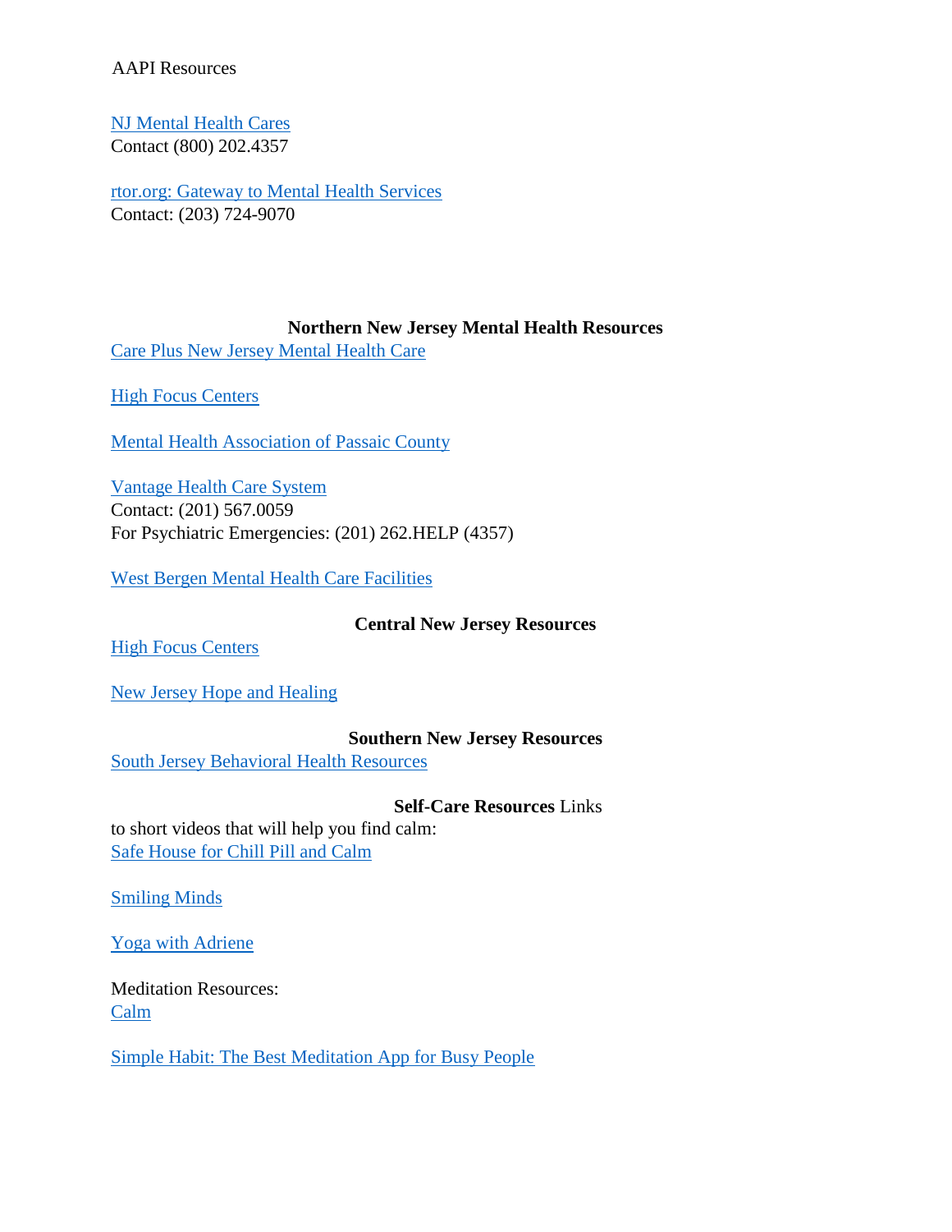AAPI Resources

[NJ Mental Health Cares]
Contact (800) 202.4357

[rtor.org: Gateway to Mental Health Services]
Contact: (203) 724-9070

**Northern New Jersey Mental Health Resources**

[Care Plus New Jersey Mental Health Care]

[High Focus Centers]

[Mental Health Association of Passaic County]

[Vantage Health Care System]
Contact: (201) 567.0059
For Psychiatric Emergencies: (201) 262.HELP (4357)

[West Bergen Mental Health Care Facilities]

**Central New Jersey Resources**

[High Focus Centers]

[New Jersey Hope and Healing]

**Southern New Jersey Resources**

[South Jersey Behavioral Health Resources]

**Self-Care Resources** Links to short videos that will help you find calm:
[Safe House for Chill Pill and Calm]

[Smiling Minds]

[Yoga with Adriene]

Meditation Resources:
[Calm]

[Simple Habit: The Best Meditation App for Busy People]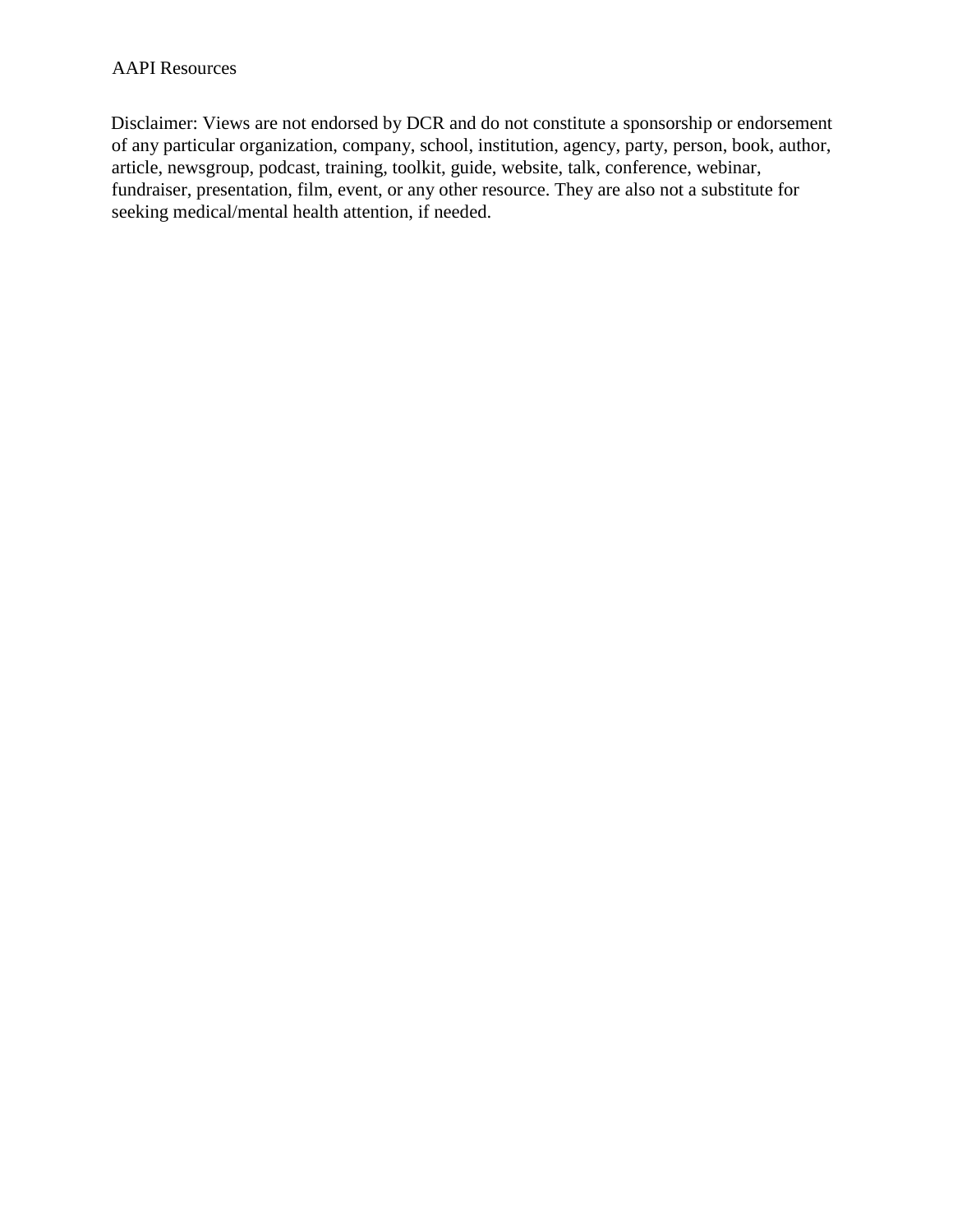AAPI Resources

Disclaimer: Views are not endorsed by DCR and do not constitute a sponsorship or endorsement of any particular organization, company, school, institution, agency, party, person, book, author, article, newsgroup, podcast, training, toolkit, guide, website, talk, conference, webinar, fundraiser, presentation, film, event, or any other resource. They are also not a substitute for seeking medical/mental health attention, if needed.